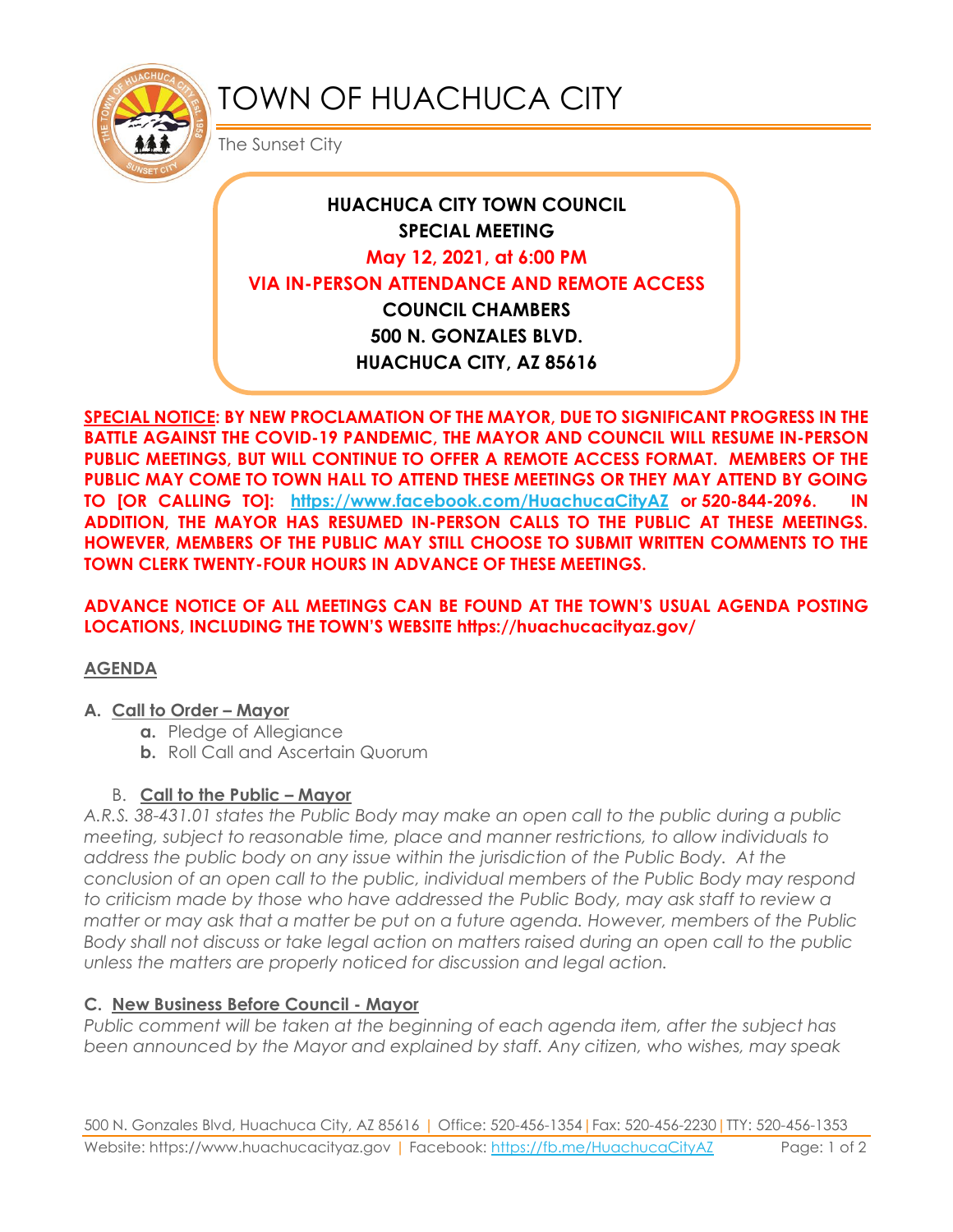# TOWN OF HUACHUCA CITY

The Sunset City

**HUACHUCA CITY TOWN COUNCIL**
**SPECIAL MEETING**
**May 12, 2021, at 6:00 PM**
**VIA IN-PERSON ATTENDANCE AND REMOTE ACCESS**
**COUNCIL CHAMBERS**
**500 N. GONZALES BLVD.**
**HUACHUCA CITY, AZ 85616**

**SPECIAL NOTICE: BY NEW PROCLAMATION OF THE MAYOR, DUE TO SIGNIFICANT PROGRESS IN THE BATTLE AGAINST THE COVID-19 PANDEMIC, THE MAYOR AND COUNCIL WILL RESUME IN-PERSON PUBLIC MEETINGS, BUT WILL CONTINUE TO OFFER A REMOTE ACCESS FORMAT. MEMBERS OF THE PUBLIC MAY COME TO TOWN HALL TO ATTEND THESE MEETINGS OR THEY MAY ATTEND BY GOING TO [OR CALLING TO]: https://www.facebook.com/HuachucaCityAZ or 520-844-2096. IN ADDITION, THE MAYOR HAS RESUMED IN-PERSON CALLS TO THE PUBLIC AT THESE MEETINGS. HOWEVER, MEMBERS OF THE PUBLIC MAY STILL CHOOSE TO SUBMIT WRITTEN COMMENTS TO THE TOWN CLERK TWENTY-FOUR HOURS IN ADVANCE OF THESE MEETINGS.**

**ADVANCE NOTICE OF ALL MEETINGS CAN BE FOUND AT THE TOWN'S USUAL AGENDA POSTING LOCATIONS, INCLUDING THE TOWN'S WEBSITE https://huachucacityaz.gov/**

## AGENDA

### A. Call to Order – Mayor

- **a.** Pledge of Allegiance
- **b.** Roll Call and Ascertain Quorum

### B. Call to the Public – Mayor

*A.R.S. 38-431.01 states the Public Body may make an open call to the public during a public meeting, subject to reasonable time, place and manner restrictions, to allow individuals to address the public body on any issue within the jurisdiction of the Public Body. At the conclusion of an open call to the public, individual members of the Public Body may respond to criticism made by those who have addressed the Public Body, may ask staff to review a matter or may ask that a matter be put on a future agenda. However, members of the Public Body shall not discuss or take legal action on matters raised during an open call to the public unless the matters are properly noticed for discussion and legal action.*

### C. New Business Before Council - Mayor

*Public comment will be taken at the beginning of each agenda item, after the subject has been announced by the Mayor and explained by staff. Any citizen, who wishes, may speak*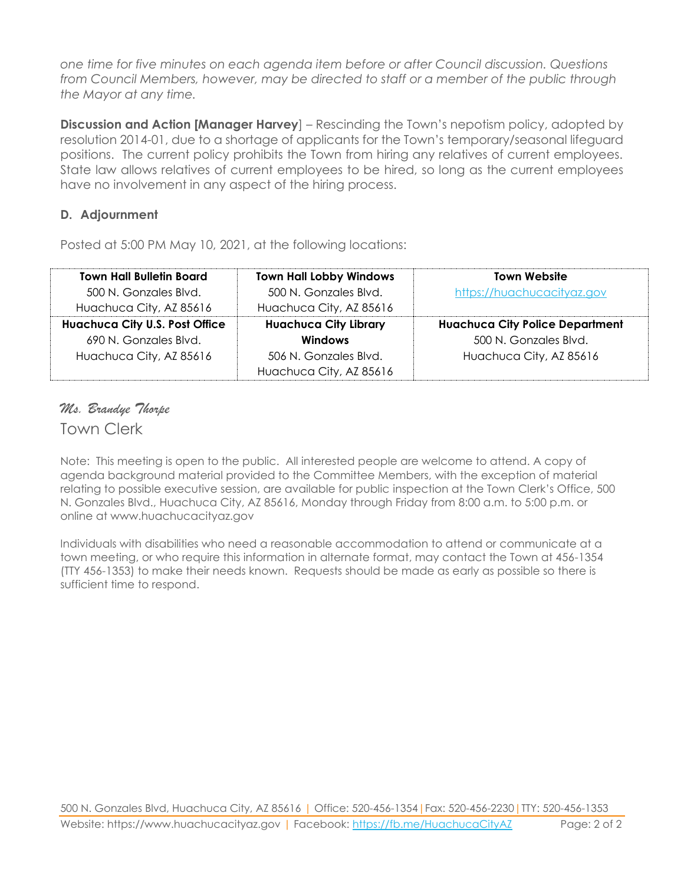*one time for five minutes on each agenda item before or after Council discussion. Questions from Council Members, however, may be directed to staff or a member of the public through the Mayor at any time.*

**Discussion and Action [Manager Harvey**] – Rescinding the Town's nepotism policy, adopted by resolution 2014-01, due to a shortage of applicants for the Town's temporary/seasonal lifeguard positions. The current policy prohibits the Town from hiring any relatives of current employees. State law allows relatives of current employees to be hired, so long as the current employees have no involvement in any aspect of the hiring process.

### D. Adjournment

Posted at 5:00 PM May 10, 2021, at the following locations:

| | | |
|---|---|---|
| **Town Hall Bulletin Board**<br>500 N. Gonzales Blvd.<br>Huachuca City, AZ 85616 | **Town Hall Lobby Windows**<br>500 N. Gonzales Blvd.<br>Huachuca City, AZ 85616 | **Town Website**<br>https://huachucacityaz.gov |
| **Huachuca City U.S. Post Office**<br>690 N. Gonzales Blvd.<br>Huachuca City, AZ 85616 | **Huachuca City Library Windows**<br>506 N. Gonzales Blvd.<br>Huachuca City, AZ 85616 | **Huachuca City Police Department**<br>500 N. Gonzales Blvd.<br>Huachuca City, AZ 85616 |

*Ms. Brandye Thorpe*

Town Clerk

Note: This meeting is open to the public. All interested people are welcome to attend. A copy of agenda background material provided to the Committee Members, with the exception of material relating to possible executive session, are available for public inspection at the Town Clerk's Office, 500 N. Gonzales Blvd., Huachuca City, AZ 85616, Monday through Friday from 8:00 a.m. to 5:00 p.m. or online at www.huachucacityaz.gov

Individuals with disabilities who need a reasonable accommodation to attend or communicate at a town meeting, or who require this information in alternate format, may contact the Town at 456-1354 (TTY 456-1353) to make their needs known. Requests should be made as early as possible so there is sufficient time to respond.